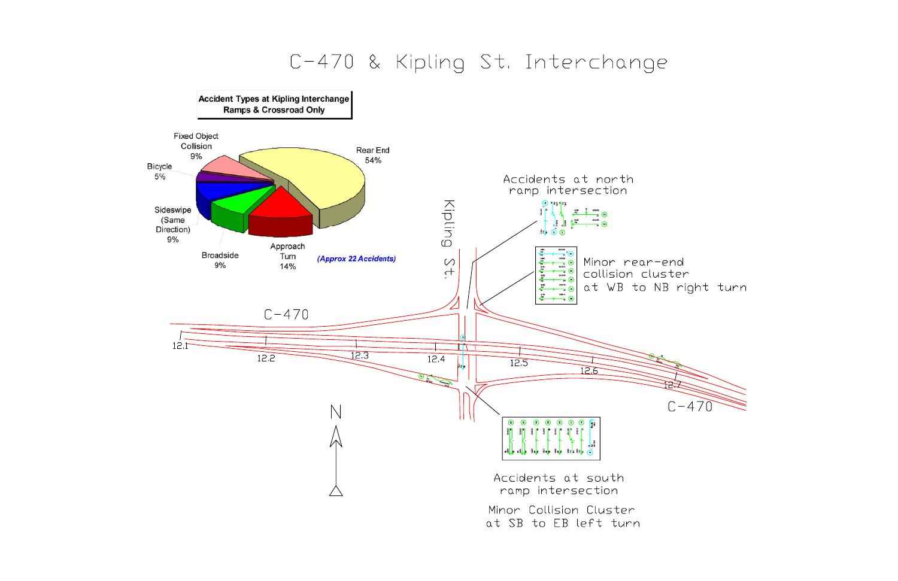# C-470 & Kipling St. Interchange

**Accident Types at Kipling Interchange Ramps & Crossroad Only**

- Rear End 54%
- Approach Turn 14%
- Broadside 9%
- Sideswipe (Same Direction) 9%
- Bicycle 5%
- Fixed Object Collision 9%

***(Approx 22 Accidents)***

Kipling St.

C-470

12.1 12.2 12.3 12.4 12.5 12.6 12.7

C-470

N

Accidents at north ramp intersection

Minor rear-end collision cluster at WB to NB right turn

Accidents at south ramp intersection

Minor Collision Cluster at SB to EB left turn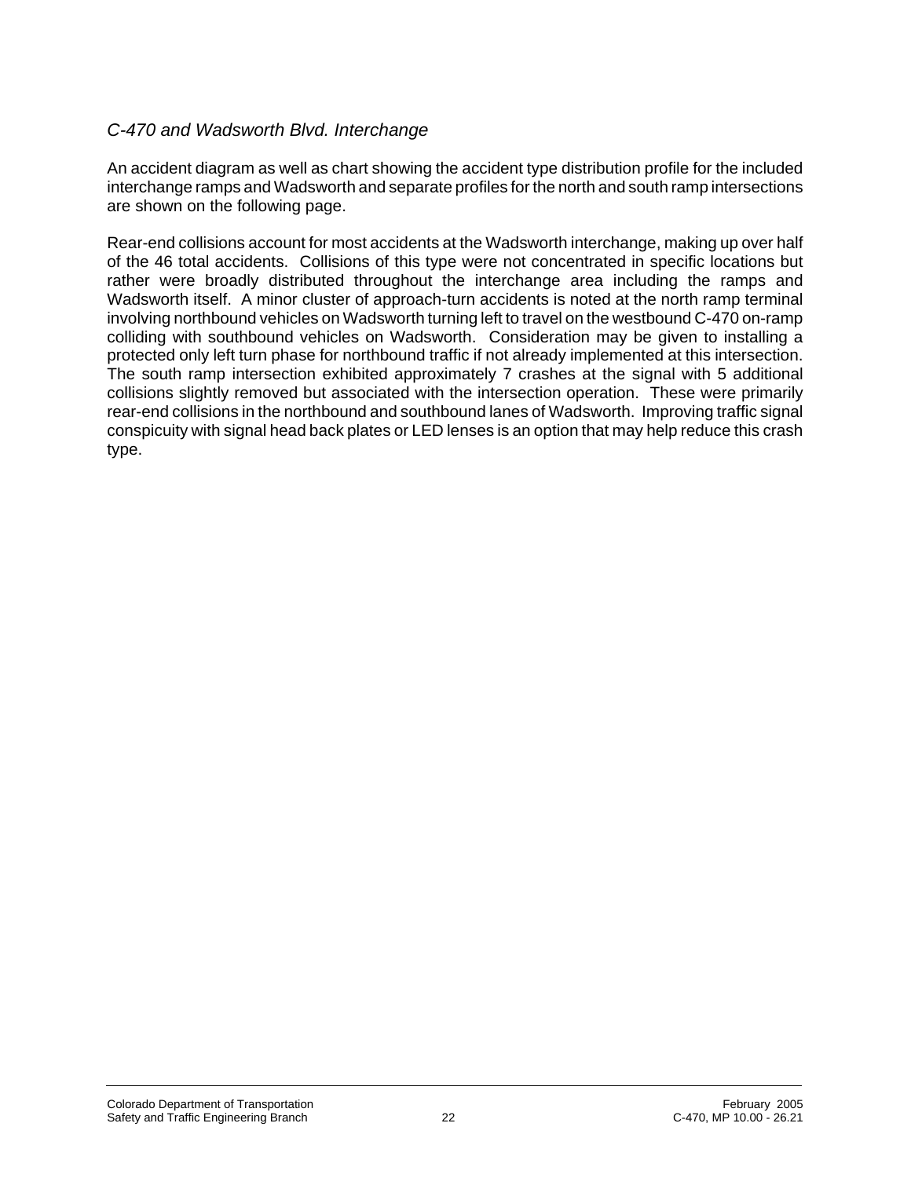### *C-470 and Wadsworth Blvd. Interchange*

An accident diagram as well as chart showing the accident type distribution profile for the included interchange ramps and Wadsworth and separate profiles for the north and south ramp intersections are shown on the following page.

Rear-end collisions account for most accidents at the Wadsworth interchange, making up over half of the 46 total accidents. Collisions of this type were not concentrated in specific locations but rather were broadly distributed throughout the interchange area including the ramps and Wadsworth itself. A minor cluster of approach-turn accidents is noted at the north ramp terminal involving northbound vehicles on Wadsworth turning left to travel on the westbound C-470 on-ramp colliding with southbound vehicles on Wadsworth. Consideration may be given to installing a protected only left turn phase for northbound traffic if not already implemented at this intersection. The south ramp intersection exhibited approximately 7 crashes at the signal with 5 additional collisions slightly removed but associated with the intersection operation. These were primarily rear-end collisions in the northbound and southbound lanes of Wadsworth. Improving traffic signal conspicuity with signal head back plates or LED lenses is an option that may help reduce this crash type.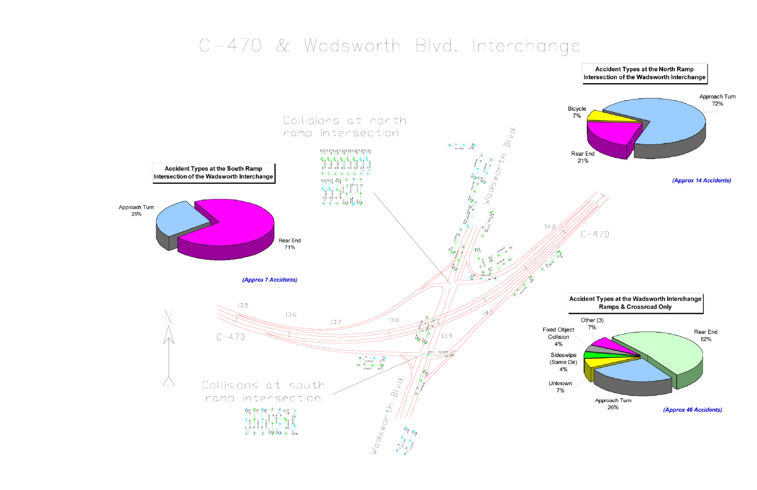# C-470 & Wadsworth Blvd. Interchange

### Accident Types at the North Ramp Intersection of the Wadsworth Interchange

- Approach Turn 72%
- Bicycle 7%
- Rear End 21%

*(Approx 14 Accidents)*

### Accident Types at the South Ramp Intersection of the Wadsworth Interchange

- Approach Turn 29%
- Rear End 71%

*(Approx 7 Accidents)*

### Accident Types at the Wadsworth Interchange Ramps & Crossroad Only

- Rear End 52%
- Approach Turn 26%
- Unknown 7%
- Sideswipe (Same Dir) 4%
- Fixed Object Collision 4%
- Other (3) 7%

*(Approx 46 Accidents)*

Collisions at north ramp intersection

Collisions at south ramp intersection

C-470

Wadsworth Blvd.

N

13.5 13.6 13.7 13.8 13.9 14.0 14.2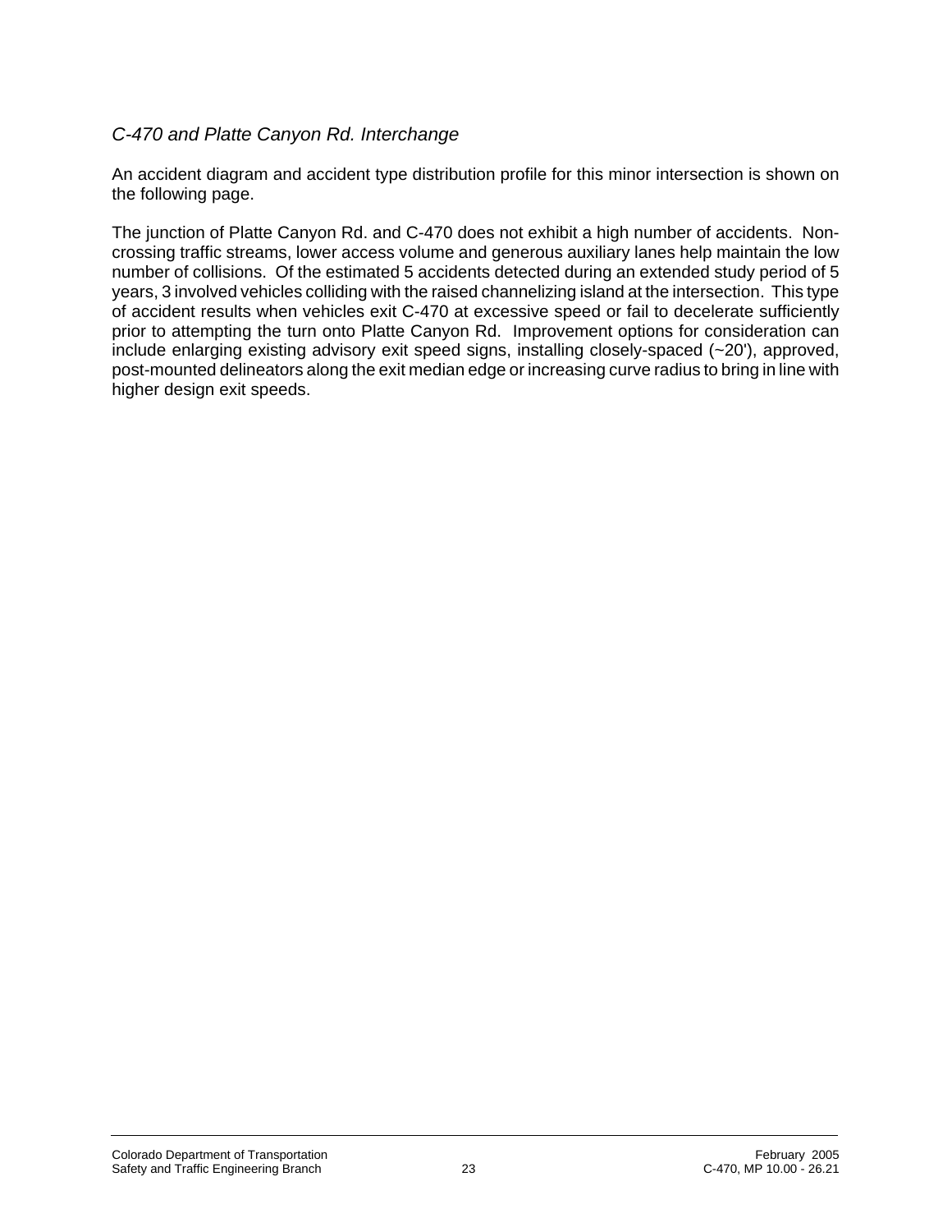### *C-470 and Platte Canyon Rd. Interchange*

An accident diagram and accident type distribution profile for this minor intersection is shown on the following page.

The junction of Platte Canyon Rd. and C-470 does not exhibit a high number of accidents. Non-crossing traffic streams, lower access volume and generous auxiliary lanes help maintain the low number of collisions. Of the estimated 5 accidents detected during an extended study period of 5 years, 3 involved vehicles colliding with the raised channelizing island at the intersection. This type of accident results when vehicles exit C-470 at excessive speed or fail to decelerate sufficiently prior to attempting the turn onto Platte Canyon Rd. Improvement options for consideration can include enlarging existing advisory exit speed signs, installing closely-spaced (~20'), approved, post-mounted delineators along the exit median edge or increasing curve radius to bring in line with higher design exit speeds.